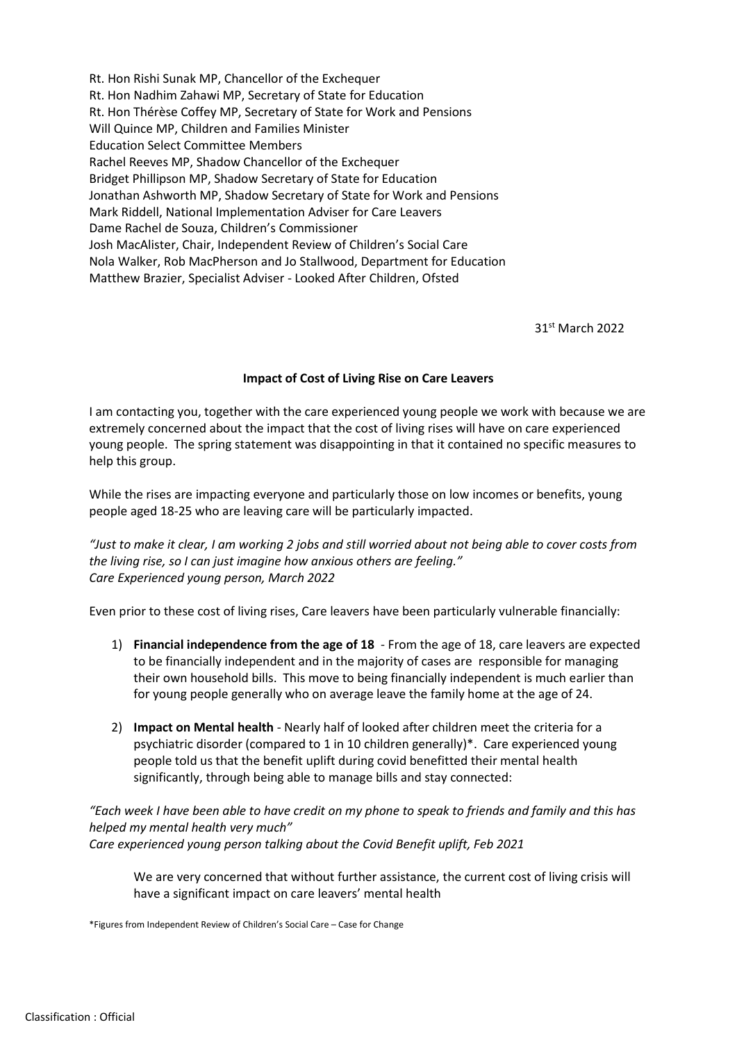Rt. Hon Rishi Sunak MP, Chancellor of the Exchequer
Rt. Hon Nadhim Zahawi MP, Secretary of State for Education
Rt. Hon Thérèse Coffey MP, Secretary of State for Work and Pensions
Will Quince MP, Children and Families Minister
Education Select Committee Members
Rachel Reeves MP, Shadow Chancellor of the Exchequer
Bridget Phillipson MP, Shadow Secretary of State for Education
Jonathan Ashworth MP, Shadow Secretary of State for Work and Pensions
Mark Riddell, National Implementation Adviser for Care Leavers
Dame Rachel de Souza, Children's Commissioner
Josh MacAlister, Chair, Independent Review of Children's Social Care
Nola Walker, Rob MacPherson and Jo Stallwood, Department for Education
Matthew Brazier, Specialist Adviser - Looked After Children, Ofsted

31st March 2022

**Impact of Cost of Living Rise on Care Leavers**

I am contacting you, together with the care experienced young people we work with because we are extremely concerned about the impact that the cost of living rises will have on care experienced young people. The spring statement was disappointing in that it contained no specific measures to help this group.

While the rises are impacting everyone and particularly those on low incomes or benefits, young people aged 18-25 who are leaving care will be particularly impacted.

*"Just to make it clear, I am working 2 jobs and still worried about not being able to cover costs from the living rise, so I can just imagine how anxious others are feeling."*
*Care Experienced young person, March 2022*

Even prior to these cost of living rises, Care leavers have been particularly vulnerable financially:

1) **Financial independence from the age of 18** - From the age of 18, care leavers are expected to be financially independent and in the majority of cases are responsible for managing their own household bills. This move to being financially independent is much earlier than for young people generally who on average leave the family home at the age of 24.
2) **Impact on Mental health** - Nearly half of looked after children meet the criteria for a psychiatric disorder (compared to 1 in 10 children generally)*. Care experienced young people told us that the benefit uplift during covid benefitted their mental health significantly, through being able to manage bills and stay connected:

*"Each week I have been able to have credit on my phone to speak to friends and family and this has helped my mental health very much"*
*Care experienced young person talking about the Covid Benefit uplift, Feb 2021*

We are very concerned that without further assistance, the current cost of living crisis will have a significant impact on care leavers' mental health

*Figures from Independent Review of Children's Social Care – Case for Change

Classification : Official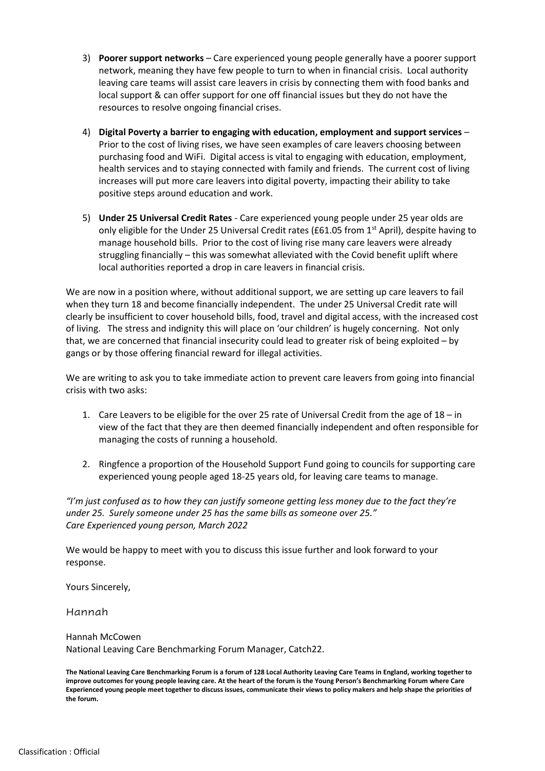3) **Poorer support networks** – Care experienced young people generally have a poorer support network, meaning they have few people to turn to when in financial crisis. Local authority leaving care teams will assist care leavers in crisis by connecting them with food banks and local support & can offer support for one off financial issues but they do not have the resources to resolve ongoing financial crises.

4) **Digital Poverty a barrier to engaging with education, employment and support services** – Prior to the cost of living rises, we have seen examples of care leavers choosing between purchasing food and WiFi. Digital access is vital to engaging with education, employment, health services and to staying connected with family and friends. The current cost of living increases will put more care leavers into digital poverty, impacting their ability to take positive steps around education and work.

5) **Under 25 Universal Credit Rates** - Care experienced young people under 25 year olds are only eligible for the Under 25 Universal Credit rates (£61.05 from 1st April), despite having to manage household bills. Prior to the cost of living rise many care leavers were already struggling financially – this was somewhat alleviated with the Covid benefit uplift where local authorities reported a drop in care leavers in financial crisis.

We are now in a position where, without additional support, we are setting up care leavers to fail when they turn 18 and become financially independent. The under 25 Universal Credit rate will clearly be insufficient to cover household bills, food, travel and digital access, with the increased cost of living. The stress and indignity this will place on 'our children' is hugely concerning. Not only that, we are concerned that financial insecurity could lead to greater risk of being exploited – by gangs or by those offering financial reward for illegal activities.

We are writing to ask you to take immediate action to prevent care leavers from going into financial crisis with two asks:

1. Care Leavers to be eligible for the over 25 rate of Universal Credit from the age of 18 – in view of the fact that they are then deemed financially independent and often responsible for managing the costs of running a household.

2. Ringfence a proportion of the Household Support Fund going to councils for supporting care experienced young people aged 18-25 years old, for leaving care teams to manage.

*"I'm just confused as to how they can justify someone getting less money due to the fact they're under 25. Surely someone under 25 has the same bills as someone over 25."*
*Care Experienced young person, March 2022*

We would be happy to meet with you to discuss this issue further and look forward to your response.

Yours Sincerely,

Hannah

Hannah McCowen
National Leaving Care Benchmarking Forum Manager, Catch22.

**The National Leaving Care Benchmarking Forum is a forum of 128 Local Authority Leaving Care Teams in England, working together to improve outcomes for young people leaving care. At the heart of the forum is the Young Person's Benchmarking Forum where Care Experienced young people meet together to discuss issues, communicate their views to policy makers and help shape the priorities of the forum.**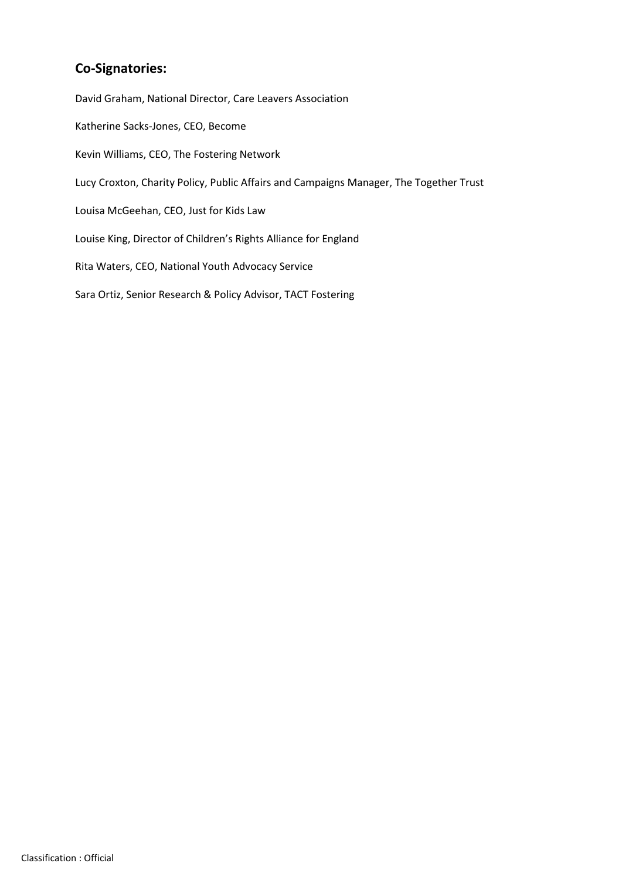## Co-Signatories:

David Graham, National Director, Care Leavers Association

Katherine Sacks-Jones, CEO, Become

Kevin Williams, CEO, The Fostering Network

Lucy Croxton, Charity Policy, Public Affairs and Campaigns Manager, The Together Trust

Louisa McGeehan, CEO, Just for Kids Law

Louise King, Director of Children's Rights Alliance for England

Rita Waters, CEO, National Youth Advocacy Service

Sara Ortiz, Senior Research & Policy Advisor, TACT Fostering